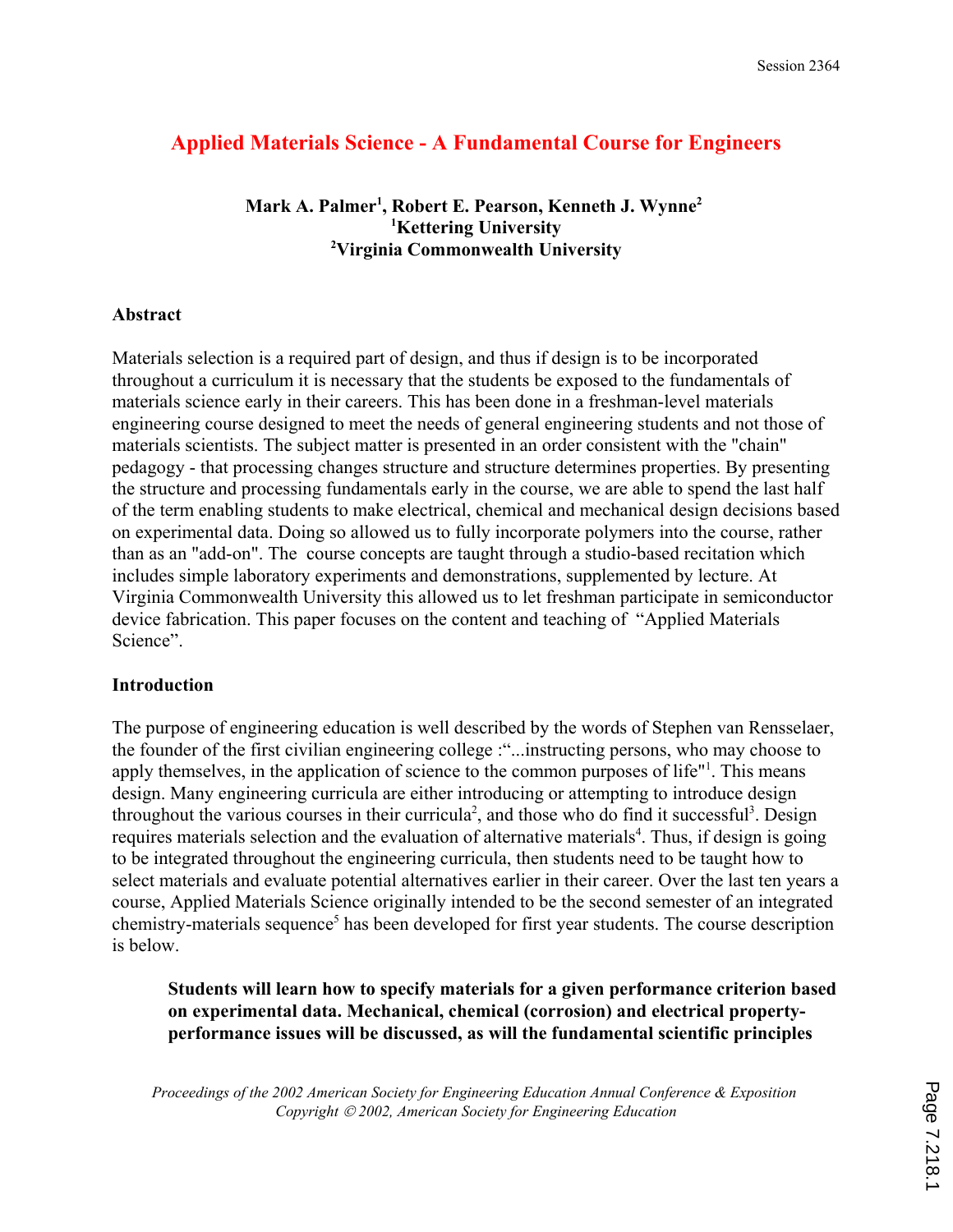# Applied Materials Science - A Fundamental Course for Engineers

**Mark A. Palmer[1], Robert E. Pearson, Kenneth J. Wynne[2]**
**[1]Kettering University**
**[2]Virginia Commonwealth University**

## Abstract

Materials selection is a required part of design, and thus if design is to be incorporated throughout a curriculum it is necessary that the students be exposed to the fundamentals of materials science early in their careers. This has been done in a freshman-level materials engineering course designed to meet the needs of general engineering students and not those of materials scientists. The subject matter is presented in an order consistent with the "chain" pedagogy - that processing changes structure and structure determines properties. By presenting the structure and processing fundamentals early in the course, we are able to spend the last half of the term enabling students to make electrical, chemical and mechanical design decisions based on experimental data. Doing so allowed us to fully incorporate polymers into the course, rather than as an "add-on". The course concepts are taught through a studio-based recitation which includes simple laboratory experiments and demonstrations, supplemented by lecture. At Virginia Commonwealth University this allowed us to let freshman participate in semiconductor device fabrication. This paper focuses on the content and teaching of "Applied Materials Science".

## Introduction

The purpose of engineering education is well described by the words of Stephen van Rensselaer, the founder of the first civilian engineering college :"...instructing persons, who may choose to apply themselves, in the application of science to the common purposes of life"[1]. This means design. Many engineering curricula are either introducing or attempting to introduce design throughout the various courses in their curricula[2], and those who do find it successful[3]. Design requires materials selection and the evaluation of alternative materials[4]. Thus, if design is going to be integrated throughout the engineering curricula, then students need to be taught how to select materials and evaluate potential alternatives earlier in their career. Over the last ten years a course, Applied Materials Science originally intended to be the second semester of an integrated chemistry-materials sequence[5] has been developed for first year students. The course description is below.

> **Students will learn how to specify materials for a given performance criterion based on experimental data. Mechanical, chemical (corrosion) and electrical property-performance issues will be discussed, as will the fundamental scientific principles**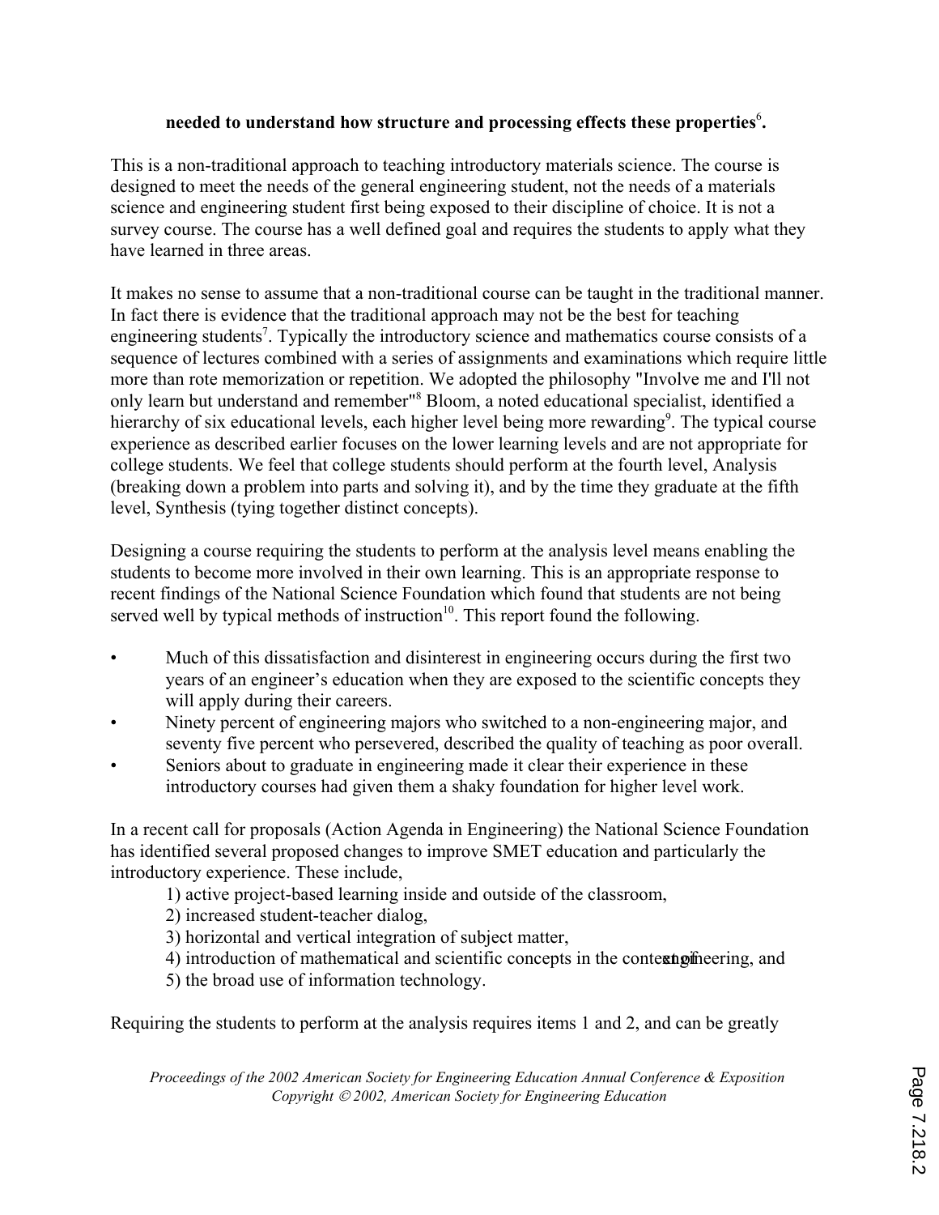**needed to understand how structure and processing effects these properties[6].**

This is a non-traditional approach to teaching introductory materials science. The course is designed to meet the needs of the general engineering student, not the needs of a materials science and engineering student first being exposed to their discipline of choice. It is not a survey course. The course has a well defined goal and requires the students to apply what they have learned in three areas.

It makes no sense to assume that a non-traditional course can be taught in the traditional manner. In fact there is evidence that the traditional approach may not be the best for teaching engineering students[7]. Typically the introductory science and mathematics course consists of a sequence of lectures combined with a series of assignments and examinations which require little more than rote memorization or repetition. We adopted the philosophy "Involve me and I'll not only learn but understand and remember"[8] Bloom, a noted educational specialist, identified a hierarchy of six educational levels, each higher level being more rewarding[9]. The typical course experience as described earlier focuses on the lower learning levels and are not appropriate for college students. We feel that college students should perform at the fourth level, Analysis (breaking down a problem into parts and solving it), and by the time they graduate at the fifth level, Synthesis (tying together distinct concepts).

Designing a course requiring the students to perform at the analysis level means enabling the students to become more involved in their own learning. This is an appropriate response to recent findings of the National Science Foundation which found that students are not being served well by typical methods of instruction[10]. This report found the following.

- Much of this dissatisfaction and disinterest in engineering occurs during the first two years of an engineer's education when they are exposed to the scientific concepts they will apply during their careers.
- Ninety percent of engineering majors who switched to a non-engineering major, and seventy five percent who persevered, described the quality of teaching as poor overall.
- Seniors about to graduate in engineering made it clear their experience in these introductory courses had given them a shaky foundation for higher level work.

In a recent call for proposals (Action Agenda in Engineering) the National Science Foundation has identified several proposed changes to improve SMET education and particularly the introductory experience. These include,

1) active project-based learning inside and outside of the classroom,
2) increased student-teacher dialog,
3) horizontal and vertical integration of subject matter,
4) introduction of mathematical and scientific concepts in the context of engineering, and
5) the broad use of information technology.

Requiring the students to perform at the analysis requires items 1 and 2, and can be greatly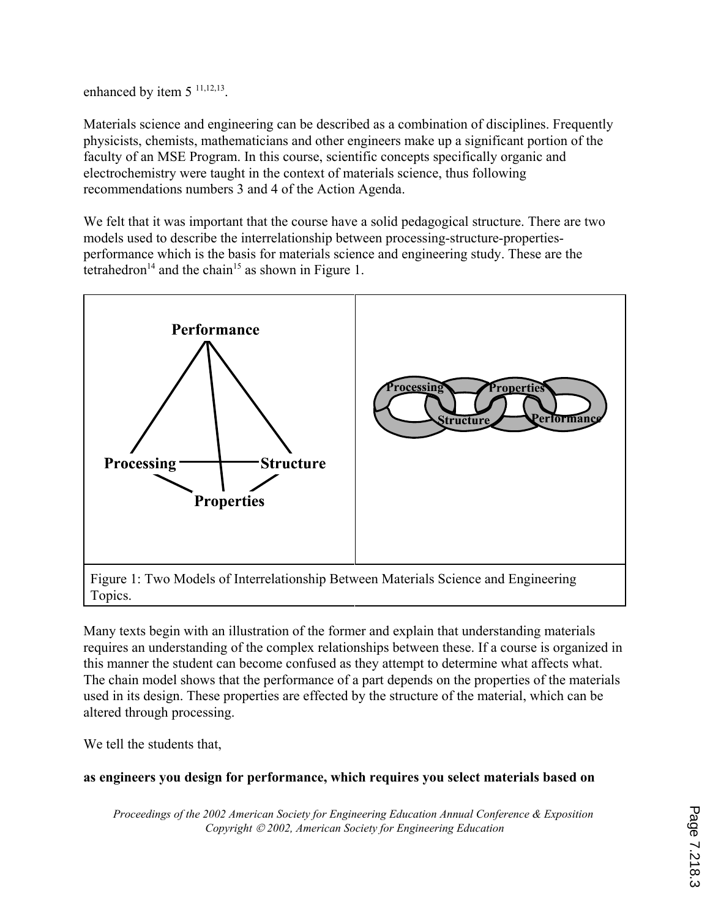enhanced by item 5 [11,12,13].

Materials science and engineering can be described as a combination of disciplines. Frequently physicists, chemists, mathematicians and other engineers make up a significant portion of the faculty of an MSE Program. In this course, scientific concepts specifically organic and electrochemistry were taught in the context of materials science, thus following recommendations numbers 3 and 4 of the Action Agenda.

We felt that it was important that the course have a solid pedagogical structure. There are two models used to describe the interrelationship between processing-structure-properties-performance which is the basis for materials science and engineering study. These are the tetrahedron[14] and the chain[15] as shown in Figure 1.

Figure 1: Two Models of Interrelationship Between Materials Science and Engineering Topics.

Many texts begin with an illustration of the former and explain that understanding materials requires an understanding of the complex relationships between these. If a course is organized in this manner the student can become confused as they attempt to determine what affects what. The chain model shows that the performance of a part depends on the properties of the materials used in its design. These properties are effected by the structure of the material, which can be altered through processing.

We tell the students that,

**as engineers you design for performance, which requires you select materials based on**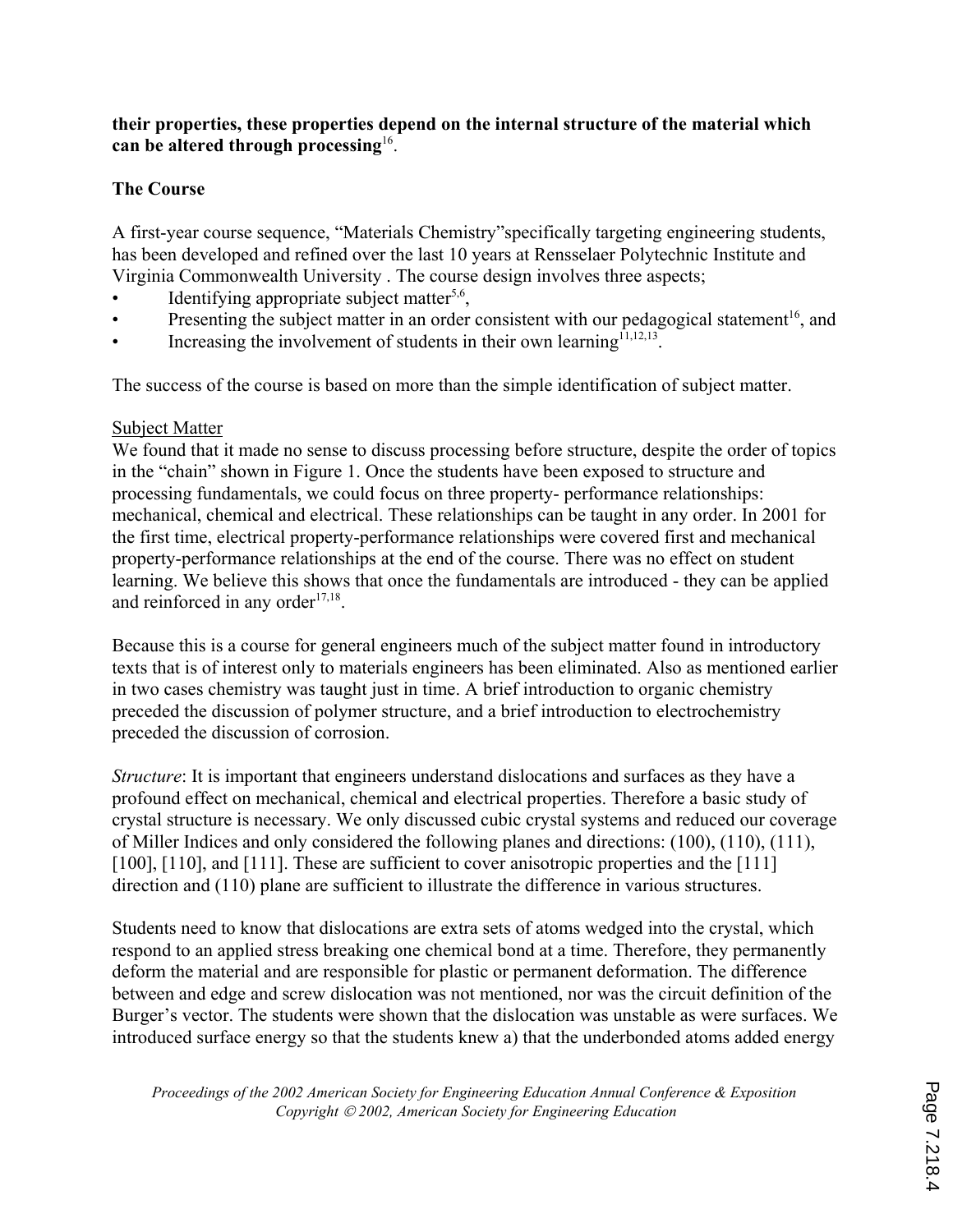**their properties, these properties depend on the internal structure of the material which can be altered through processing**[16].

## The Course

A first-year course sequence, "Materials Chemistry"specifically targeting engineering students, has been developed and refined over the last 10 years at Rensselaer Polytechnic Institute and Virginia Commonwealth University . The course design involves three aspects;

- Identifying appropriate subject matter[5,6],
- Presenting the subject matter in an order consistent with our pedagogical statement[16], and
- Increasing the involvement of students in their own learning[11,12,13].

The success of the course is based on more than the simple identification of subject matter.

### Subject Matter

We found that it made no sense to discuss processing before structure, despite the order of topics in the "chain" shown in Figure 1. Once the students have been exposed to structure and processing fundamentals, we could focus on three property- performance relationships: mechanical, chemical and electrical. These relationships can be taught in any order. In 2001 for the first time, electrical property-performance relationships were covered first and mechanical property-performance relationships at the end of the course. There was no effect on student learning. We believe this shows that once the fundamentals are introduced - they can be applied and reinforced in any order[17,18].

Because this is a course for general engineers much of the subject matter found in introductory texts that is of interest only to materials engineers has been eliminated. Also as mentioned earlier in two cases chemistry was taught just in time. A brief introduction to organic chemistry preceded the discussion of polymer structure, and a brief introduction to electrochemistry preceded the discussion of corrosion.

*Structure*: It is important that engineers understand dislocations and surfaces as they have a profound effect on mechanical, chemical and electrical properties. Therefore a basic study of crystal structure is necessary. We only discussed cubic crystal systems and reduced our coverage of Miller Indices and only considered the following planes and directions: (100), (110), (111), [100], [110], and [111]. These are sufficient to cover anisotropic properties and the [111] direction and (110) plane are sufficient to illustrate the difference in various structures.

Students need to know that dislocations are extra sets of atoms wedged into the crystal, which respond to an applied stress breaking one chemical bond at a time. Therefore, they permanently deform the material and are responsible for plastic or permanent deformation. The difference between and edge and screw dislocation was not mentioned, nor was the circuit definition of the Burger's vector. The students were shown that the dislocation was unstable as were surfaces. We introduced surface energy so that the students knew a) that the underbonded atoms added energy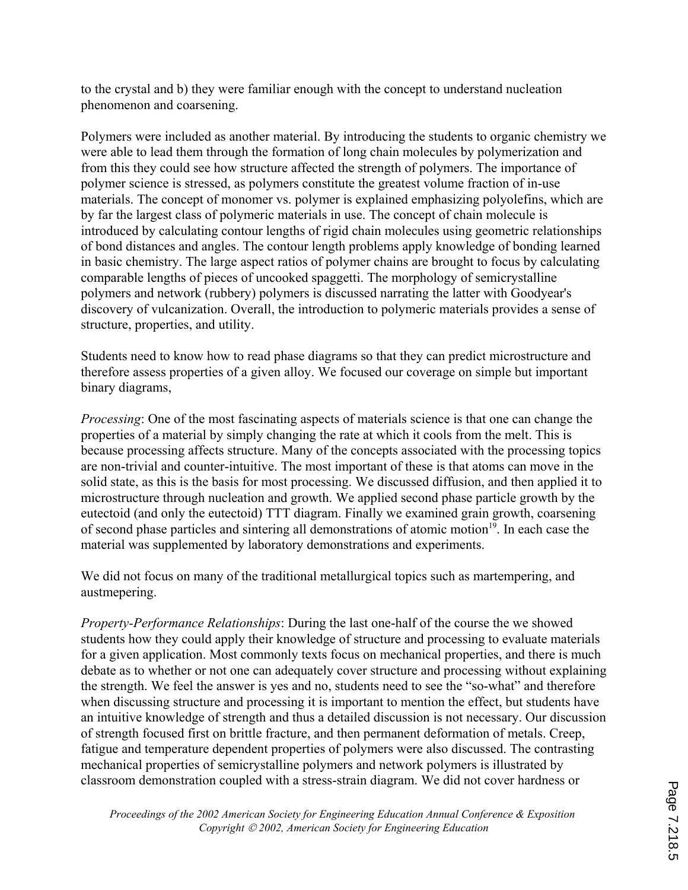to the crystal and b) they were familiar enough with the concept to understand nucleation phenomenon and coarsening.

Polymers were included as another material. By introducing the students to organic chemistry we were able to lead them through the formation of long chain molecules by polymerization and from this they could see how structure affected the strength of polymers. The importance of polymer science is stressed, as polymers constitute the greatest volume fraction of in-use materials. The concept of monomer vs. polymer is explained emphasizing polyolefins, which are by far the largest class of polymeric materials in use. The concept of chain molecule is introduced by calculating contour lengths of rigid chain molecules using geometric relationships of bond distances and angles. The contour length problems apply knowledge of bonding learned in basic chemistry. The large aspect ratios of polymer chains are brought to focus by calculating comparable lengths of pieces of uncooked spaggetti. The morphology of semicrystalline polymers and network (rubbery) polymers is discussed narrating the latter with Goodyear's discovery of vulcanization. Overall, the introduction to polymeric materials provides a sense of structure, properties, and utility.

Students need to know how to read phase diagrams so that they can predict microstructure and therefore assess properties of a given alloy. We focused our coverage on simple but important binary diagrams,

*Processing*: One of the most fascinating aspects of materials science is that one can change the properties of a material by simply changing the rate at which it cools from the melt. This is because processing affects structure. Many of the concepts associated with the processing topics are non-trivial and counter-intuitive. The most important of these is that atoms can move in the solid state, as this is the basis for most processing. We discussed diffusion, and then applied it to microstructure through nucleation and growth. We applied second phase particle growth by the eutectoid (and only the eutectoid) TTT diagram. Finally we examined grain growth, coarsening of second phase particles and sintering all demonstrations of atomic motion[19]. In each case the material was supplemented by laboratory demonstrations and experiments.

We did not focus on many of the traditional metallurgical topics such as martempering, and austmepering.

*Property-Performance Relationships*: During the last one-half of the course the we showed students how they could apply their knowledge of structure and processing to evaluate materials for a given application. Most commonly texts focus on mechanical properties, and there is much debate as to whether or not one can adequately cover structure and processing without explaining the strength. We feel the answer is yes and no, students need to see the "so-what" and therefore when discussing structure and processing it is important to mention the effect, but students have an intuitive knowledge of strength and thus a detailed discussion is not necessary. Our discussion of strength focused first on brittle fracture, and then permanent deformation of metals. Creep, fatigue and temperature dependent properties of polymers were also discussed. The contrasting mechanical properties of semicrystalline polymers and network polymers is illustrated by classroom demonstration coupled with a stress-strain diagram. We did not cover hardness or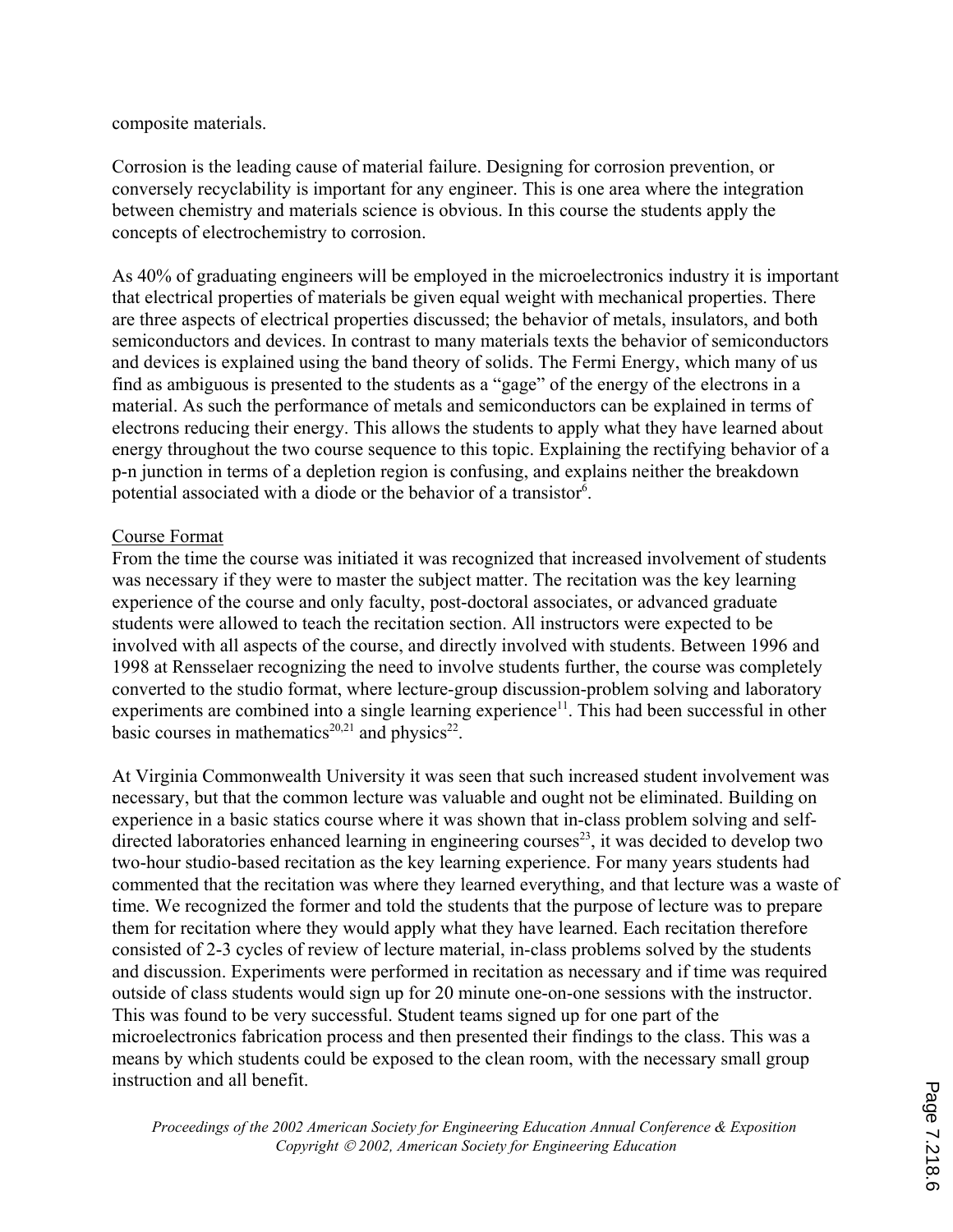composite materials.

Corrosion is the leading cause of material failure. Designing for corrosion prevention, or conversely recyclability is important for any engineer. This is one area where the integration between chemistry and materials science is obvious. In this course the students apply the concepts of electrochemistry to corrosion.

As 40% of graduating engineers will be employed in the microelectronics industry it is important that electrical properties of materials be given equal weight with mechanical properties. There are three aspects of electrical properties discussed; the behavior of metals, insulators, and both semiconductors and devices. In contrast to many materials texts the behavior of semiconductors and devices is explained using the band theory of solids. The Fermi Energy, which many of us find as ambiguous is presented to the students as a "gage" of the energy of the electrons in a material. As such the performance of metals and semiconductors can be explained in terms of electrons reducing their energy. This allows the students to apply what they have learned about energy throughout the two course sequence to this topic. Explaining the rectifying behavior of a p-n junction in terms of a depletion region is confusing, and explains neither the breakdown potential associated with a diode or the behavior of a transistor[6].

<u>Course Format</u>

From the time the course was initiated it was recognized that increased involvement of students was necessary if they were to master the subject matter. The recitation was the key learning experience of the course and only faculty, post-doctoral associates, or advanced graduate students were allowed to teach the recitation section. All instructors were expected to be involved with all aspects of the course, and directly involved with students. Between 1996 and 1998 at Rensselaer recognizing the need to involve students further, the course was completely converted to the studio format, where lecture-group discussion-problem solving and laboratory experiments are combined into a single learning experience[11]. This had been successful in other basic courses in mathematics[20,21] and physics[22].

At Virginia Commonwealth University it was seen that such increased student involvement was necessary, but that the common lecture was valuable and ought not be eliminated. Building on experience in a basic statics course where it was shown that in-class problem solving and self-directed laboratories enhanced learning in engineering courses[23], it was decided to develop two two-hour studio-based recitation as the key learning experience. For many years students had commented that the recitation was where they learned everything, and that lecture was a waste of time. We recognized the former and told the students that the purpose of lecture was to prepare them for recitation where they would apply what they have learned. Each recitation therefore consisted of 2-3 cycles of review of lecture material, in-class problems solved by the students and discussion. Experiments were performed in recitation as necessary and if time was required outside of class students would sign up for 20 minute one-on-one sessions with the instructor. This was found to be very successful. Student teams signed up for one part of the microelectronics fabrication process and then presented their findings to the class. This was a means by which students could be exposed to the clean room, with the necessary small group instruction and all benefit.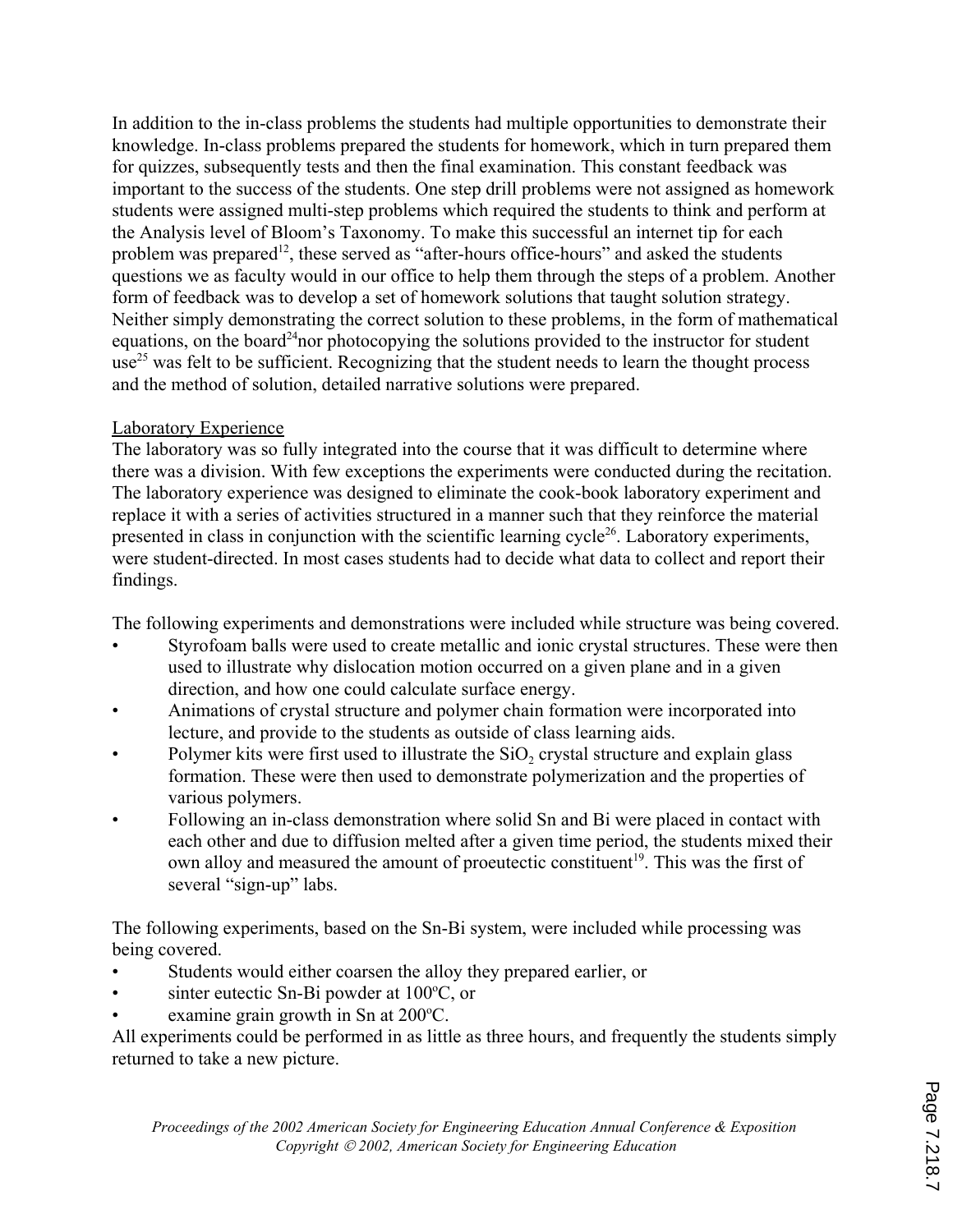In addition to the in-class problems the students had multiple opportunities to demonstrate their knowledge. In-class problems prepared the students for homework, which in turn prepared them for quizzes, subsequently tests and then the final examination. This constant feedback was important to the success of the students. One step drill problems were not assigned as homework students were assigned multi-step problems which required the students to think and perform at the Analysis level of Bloom's Taxonomy. To make this successful an internet tip for each problem was prepared[12], these served as "after-hours office-hours" and asked the students questions we as faculty would in our office to help them through the steps of a problem. Another form of feedback was to develop a set of homework solutions that taught solution strategy. Neither simply demonstrating the correct solution to these problems, in the form of mathematical equations, on the board[24]nor photocopying the solutions provided to the instructor for student use[25] was felt to be sufficient. Recognizing that the student needs to learn the thought process and the method of solution, detailed narrative solutions were prepared.

Laboratory Experience

The laboratory was so fully integrated into the course that it was difficult to determine where there was a division. With few exceptions the experiments were conducted during the recitation. The laboratory experience was designed to eliminate the cook-book laboratory experiment and replace it with a series of activities structured in a manner such that they reinforce the material presented in class in conjunction with the scientific learning cycle[26]. Laboratory experiments, were student-directed. In most cases students had to decide what data to collect and report their findings.

The following experiments and demonstrations were included while structure was being covered.

- Styrofoam balls were used to create metallic and ionic crystal structures. These were then used to illustrate why dislocation motion occurred on a given plane and in a given direction, and how one could calculate surface energy.
- Animations of crystal structure and polymer chain formation were incorporated into lecture, and provide to the students as outside of class learning aids.
- Polymer kits were first used to illustrate the $SiO_2$ crystal structure and explain glass formation. These were then used to demonstrate polymerization and the properties of various polymers.
- Following an in-class demonstration where solid Sn and Bi were placed in contact with each other and due to diffusion melted after a given time period, the students mixed their own alloy and measured the amount of proeutectic constituent[19]. This was the first of several "sign-up" labs.

The following experiments, based on the Sn-Bi system, were included while processing was being covered.

- Students would either coarsen the alloy they prepared earlier, or
- sinter eutectic Sn-Bi powder at 100ºC, or
- examine grain growth in Sn at 200ºC.

All experiments could be performed in as little as three hours, and frequently the students simply returned to take a new picture.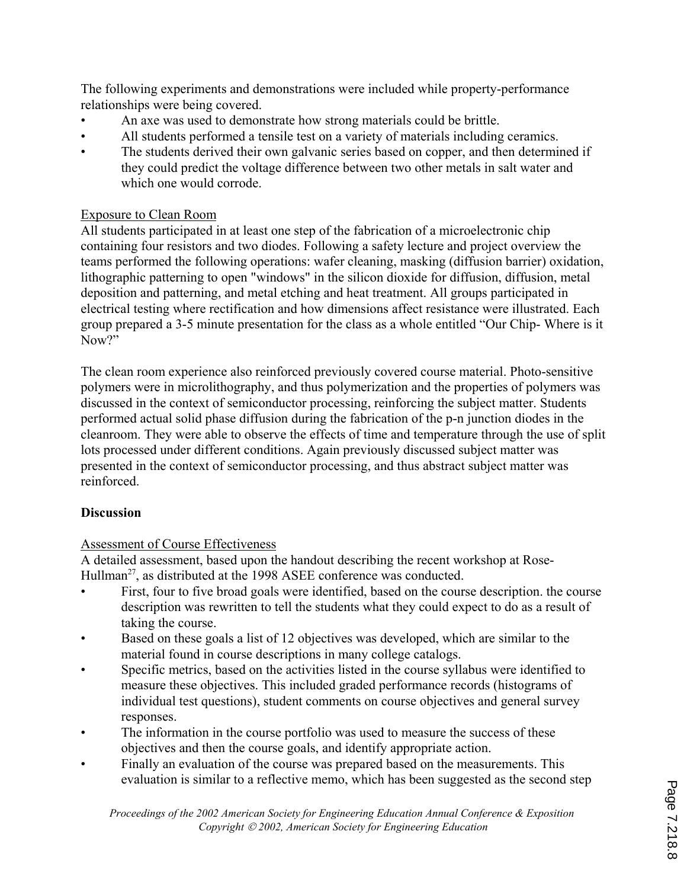The following experiments and demonstrations were included while property-performance relationships were being covered.

- An axe was used to demonstrate how strong materials could be brittle.
- All students performed a tensile test on a variety of materials including ceramics.
- The students derived their own galvanic series based on copper, and then determined if they could predict the voltage difference between two other metals in salt water and which one would corrode.

Exposure to Clean Room

All students participated in at least one step of the fabrication of a microelectronic chip containing four resistors and two diodes. Following a safety lecture and project overview the teams performed the following operations: wafer cleaning, masking (diffusion barrier) oxidation, lithographic patterning to open "windows" in the silicon dioxide for diffusion, diffusion, metal deposition and patterning, and metal etching and heat treatment. All groups participated in electrical testing where rectification and how dimensions affect resistance were illustrated. Each group prepared a 3-5 minute presentation for the class as a whole entitled "Our Chip- Where is it Now?"

The clean room experience also reinforced previously covered course material. Photo-sensitive polymers were in microlithography, and thus polymerization and the properties of polymers was discussed in the context of semiconductor processing, reinforcing the subject matter. Students performed actual solid phase diffusion during the fabrication of the p-n junction diodes in the cleanroom. They were able to observe the effects of time and temperature through the use of split lots processed under different conditions. Again previously discussed subject matter was presented in the context of semiconductor processing, and thus abstract subject matter was reinforced.

**Discussion**

Assessment of Course Effectiveness

A detailed assessment, based upon the handout describing the recent workshop at Rose-Hullman[27], as distributed at the 1998 ASEE conference was conducted.

- First, four to five broad goals were identified, based on the course description. the course description was rewritten to tell the students what they could expect to do as a result of taking the course.
- Based on these goals a list of 12 objectives was developed, which are similar to the material found in course descriptions in many college catalogs.
- Specific metrics, based on the activities listed in the course syllabus were identified to measure these objectives. This included graded performance records (histograms of individual test questions), student comments on course objectives and general survey responses.
- The information in the course portfolio was used to measure the success of these objectives and then the course goals, and identify appropriate action.
- Finally an evaluation of the course was prepared based on the measurements. This evaluation is similar to a reflective memo, which has been suggested as the second step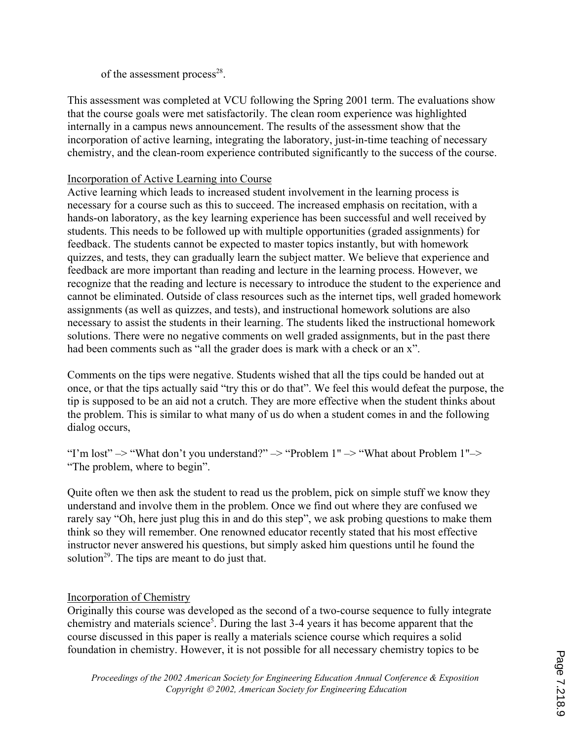of the assessment process[28].

This assessment was completed at VCU following the Spring 2001 term. The evaluations show that the course goals were met satisfactorily. The clean room experience was highlighted internally in a campus news announcement. The results of the assessment show that the incorporation of active learning, integrating the laboratory, just-in-time teaching of necessary chemistry, and the clean-room experience contributed significantly to the success of the course.

### Incorporation of Active Learning into Course

Active learning which leads to increased student involvement in the learning process is necessary for a course such as this to succeed. The increased emphasis on recitation, with a hands-on laboratory, as the key learning experience has been successful and well received by students. This needs to be followed up with multiple opportunities (graded assignments) for feedback. The students cannot be expected to master topics instantly, but with homework quizzes, and tests, they can gradually learn the subject matter. We believe that experience and feedback are more important than reading and lecture in the learning process. However, we recognize that the reading and lecture is necessary to introduce the student to the experience and cannot be eliminated. Outside of class resources such as the internet tips, well graded homework assignments (as well as quizzes, and tests), and instructional homework solutions are also necessary to assist the students in their learning. The students liked the instructional homework solutions. There were no negative comments on well graded assignments, but in the past there had been comments such as "all the grader does is mark with a check or an x".

Comments on the tips were negative. Students wished that all the tips could be handed out at once, or that the tips actually said "try this or do that". We feel this would defeat the purpose, the tip is supposed to be an aid not a crutch. They are more effective when the student thinks about the problem. This is similar to what many of us do when a student comes in and the following dialog occurs,

"I'm lost" –> "What don't you understand?" –> "Problem 1" –> "What about Problem 1"–> "The problem, where to begin".

Quite often we then ask the student to read us the problem, pick on simple stuff we know they understand and involve them in the problem. Once we find out where they are confused we rarely say "Oh, here just plug this in and do this step", we ask probing questions to make them think so they will remember. One renowned educator recently stated that his most effective instructor never answered his questions, but simply asked him questions until he found the solution[29]. The tips are meant to do just that.

### Incorporation of Chemistry

Originally this course was developed as the second of a two-course sequence to fully integrate chemistry and materials science[5]. During the last 3-4 years it has become apparent that the course discussed in this paper is really a materials science course which requires a solid foundation in chemistry. However, it is not possible for all necessary chemistry topics to be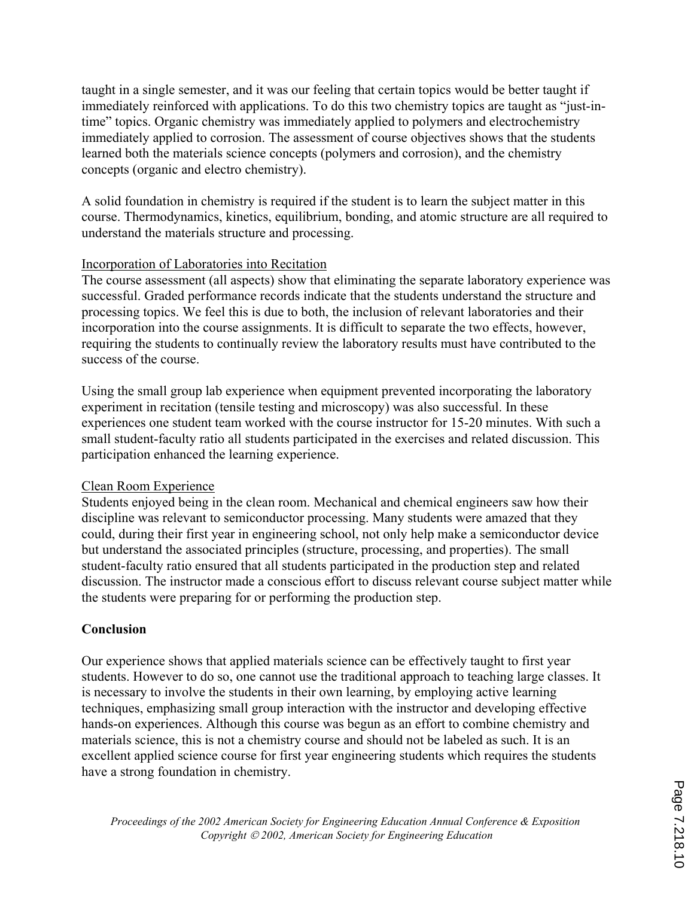taught in a single semester, and it was our feeling that certain topics would be better taught if immediately reinforced with applications. To do this two chemistry topics are taught as "just-in-time" topics. Organic chemistry was immediately applied to polymers and electrochemistry immediately applied to corrosion. The assessment of course objectives shows that the students learned both the materials science concepts (polymers and corrosion), and the chemistry concepts (organic and electro chemistry).

A solid foundation in chemistry is required if the student is to learn the subject matter in this course. Thermodynamics, kinetics, equilibrium, bonding, and atomic structure are all required to understand the materials structure and processing.

<u>Incorporation of Laboratories into Recitation</u>

The course assessment (all aspects) show that eliminating the separate laboratory experience was successful. Graded performance records indicate that the students understand the structure and processing topics. We feel this is due to both, the inclusion of relevant laboratories and their incorporation into the course assignments. It is difficult to separate the two effects, however, requiring the students to continually review the laboratory results must have contributed to the success of the course.

Using the small group lab experience when equipment prevented incorporating the laboratory experiment in recitation (tensile testing and microscopy) was also successful. In these experiences one student team worked with the course instructor for 15-20 minutes. With such a small student-faculty ratio all students participated in the exercises and related discussion. This participation enhanced the learning experience.

<u>Clean Room Experience</u>

Students enjoyed being in the clean room. Mechanical and chemical engineers saw how their discipline was relevant to semiconductor processing. Many students were amazed that they could, during their first year in engineering school, not only help make a semiconductor device but understand the associated principles (structure, processing, and properties). The small student-faculty ratio ensured that all students participated in the production step and related discussion. The instructor made a conscious effort to discuss relevant course subject matter while the students were preparing for or performing the production step.

**Conclusion**

Our experience shows that applied materials science can be effectively taught to first year students. However to do so, one cannot use the traditional approach to teaching large classes. It is necessary to involve the students in their own learning, by employing active learning techniques, emphasizing small group interaction with the instructor and developing effective hands-on experiences. Although this course was begun as an effort to combine chemistry and materials science, this is not a chemistry course and should not be labeled as such. It is an excellent applied science course for first year engineering students which requires the students have a strong foundation in chemistry.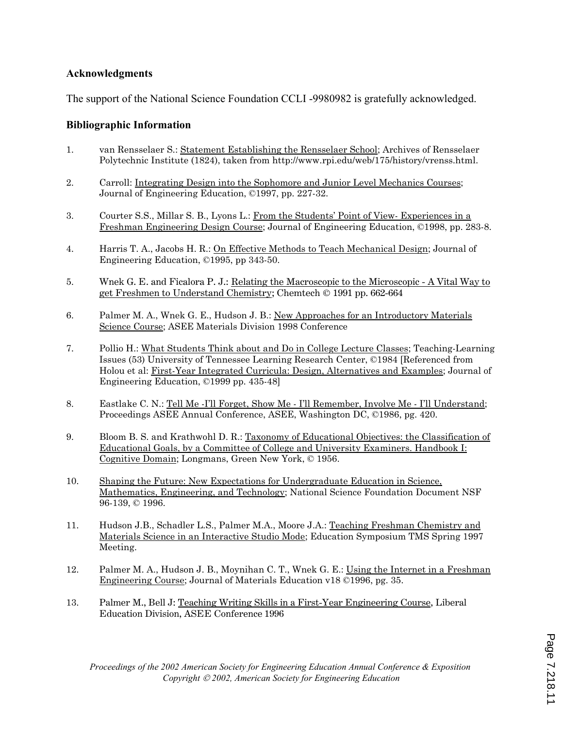## Acknowledgments

The support of the National Science Foundation CCLI -9980982 is gratefully acknowledged.

## Bibliographic Information

1. van Rensselaer S.: Statement Establishing the Rensselaer School; Archives of Rensselaer Polytechnic Institute (1824), taken from http://www.rpi.edu/web/175/history/vrenss.html.

2. Carroll: Integrating Design into the Sophomore and Junior Level Mechanics Courses; Journal of Engineering Education, ©1997, pp. 227-32.

3. Courter S.S., Millar S. B., Lyons L.: From the Students' Point of View- Experiences in a Freshman Engineering Design Course; Journal of Engineering Education, ©1998, pp. 283-8.

4. Harris T. A., Jacobs H. R.: On Effective Methods to Teach Mechanical Design; Journal of Engineering Education, ©1995, pp 343-50.

5. Wnek G. E. and Ficalora P. J.: Relating the Macroscopic to the Microscopic - A Vital Way to get Freshmen to Understand Chemistry; Chemtech © 1991 pp. 662-664

6. Palmer M. A., Wnek G. E., Hudson J. B.: New Approaches for an Introductory Materials Science Course; ASEE Materials Division 1998 Conference

7. Pollio H.: What Students Think about and Do in College Lecture Classes; Teaching-Learning Issues (53) University of Tennessee Learning Research Center, ©1984 [Referenced from Holou et al: First-Year Integrated Curricula: Design, Alternatives and Examples; Journal of Engineering Education, ©1999 pp. 435-48]

8. Eastlake C. N.: Tell Me -I'll Forget, Show Me - I'll Remember, Involve Me - I'll Understand; Proceedings ASEE Annual Conference, ASEE, Washington DC, ©1986, pg. 420.

9. Bloom B. S. and Krathwohl D. R.: Taxonomy of Educational Objectives: the Classification of Educational Goals, by a Committee of College and University Examiners. Handbook I: Cognitive Domain; Longmans, Green New York, © 1956.

10. Shaping the Future: New Expectations for Undergraduate Education in Science, Mathematics, Engineering, and Technology; National Science Foundation Document NSF 96-139, © 1996.

11. Hudson J.B., Schadler L.S., Palmer M.A., Moore J.A.: Teaching Freshman Chemistry and Materials Science in an Interactive Studio Mode; Education Symposium TMS Spring 1997 Meeting.

12. Palmer M. A., Hudson J. B., Moynihan C. T., Wnek G. E.: Using the Internet in a Freshman Engineering Course; Journal of Materials Education v18 ©1996, pg. 35.

13. Palmer M., Bell J: Teaching Writing Skills in a First-Year Engineering Course, Liberal Education Division, ASEE Conference 1996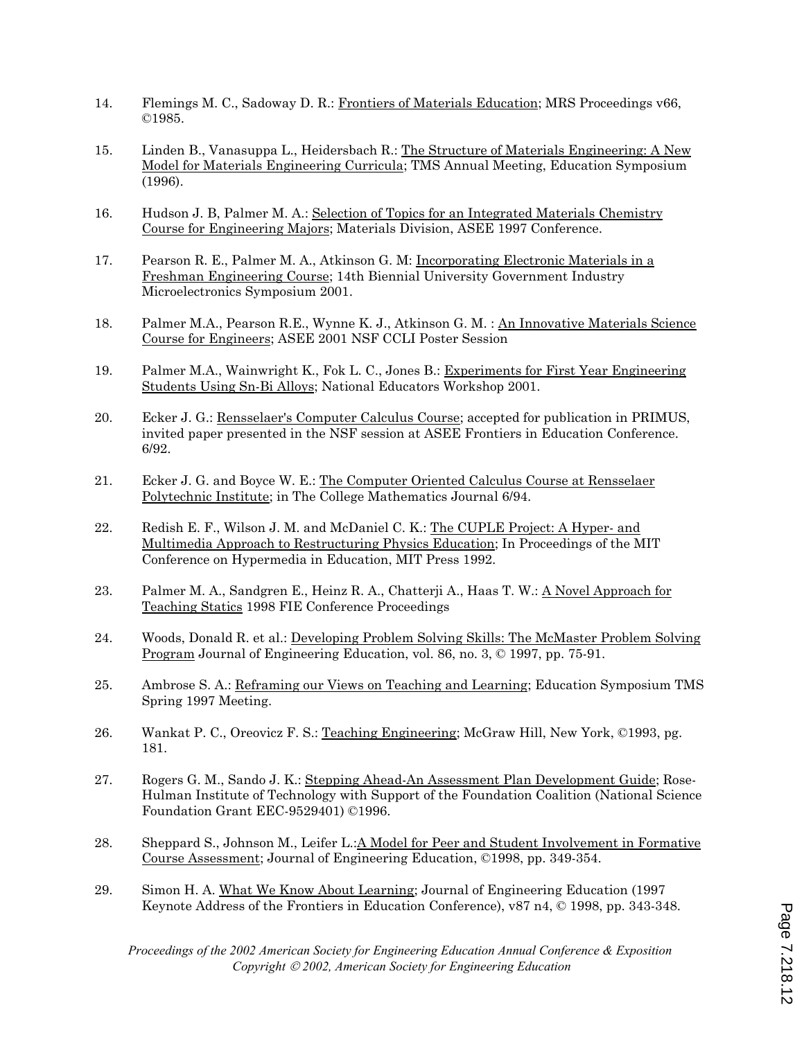14. Flemings M. C., Sadoway D. R.: Frontiers of Materials Education; MRS Proceedings v66, ©1985.

15. Linden B., Vanasuppa L., Heidersbach R.: The Structure of Materials Engineering: A New Model for Materials Engineering Curricula; TMS Annual Meeting, Education Symposium (1996).

16. Hudson J. B, Palmer M. A.: Selection of Topics for an Integrated Materials Chemistry Course for Engineering Majors; Materials Division, ASEE 1997 Conference.

17. Pearson R. E., Palmer M. A., Atkinson G. M: Incorporating Electronic Materials in a Freshman Engineering Course; 14th Biennial University Government Industry Microelectronics Symposium 2001.

18. Palmer M.A., Pearson R.E., Wynne K. J., Atkinson G. M. : An Innovative Materials Science Course for Engineers; ASEE 2001 NSF CCLI Poster Session

19. Palmer M.A., Wainwright K., Fok L. C., Jones B.: Experiments for First Year Engineering Students Using Sn-Bi Alloys; National Educators Workshop 2001.

20. Ecker J. G.: Rensselaer's Computer Calculus Course; accepted for publication in PRIMUS, invited paper presented in the NSF session at ASEE Frontiers in Education Conference. 6/92.

21. Ecker J. G. and Boyce W. E.: The Computer Oriented Calculus Course at Rensselaer Polytechnic Institute; in The College Mathematics Journal 6/94.

22. Redish E. F., Wilson J. M. and McDaniel C. K.: The CUPLE Project: A Hyper- and Multimedia Approach to Restructuring Physics Education; In Proceedings of the MIT Conference on Hypermedia in Education, MIT Press 1992.

23. Palmer M. A., Sandgren E., Heinz R. A., Chatterji A., Haas T. W.: A Novel Approach for Teaching Statics 1998 FIE Conference Proceedings

24. Woods, Donald R. et al.: Developing Problem Solving Skills: The McMaster Problem Solving Program Journal of Engineering Education, vol. 86, no. 3, © 1997, pp. 75-91.

25. Ambrose S. A.: Reframing our Views on Teaching and Learning; Education Symposium TMS Spring 1997 Meeting.

26. Wankat P. C., Oreovicz F. S.: Teaching Engineering; McGraw Hill, New York, ©1993, pg. 181.

27. Rogers G. M., Sando J. K.: Stepping Ahead-An Assessment Plan Development Guide; Rose-Hulman Institute of Technology with Support of the Foundation Coalition (National Science Foundation Grant EEC-9529401) ©1996.

28. Sheppard S., Johnson M., Leifer L.:A Model for Peer and Student Involvement in Formative Course Assessment; Journal of Engineering Education, ©1998, pp. 349-354.

29. Simon H. A. What We Know About Learning; Journal of Engineering Education (1997 Keynote Address of the Frontiers in Education Conference), v87 n4, © 1998, pp. 343-348.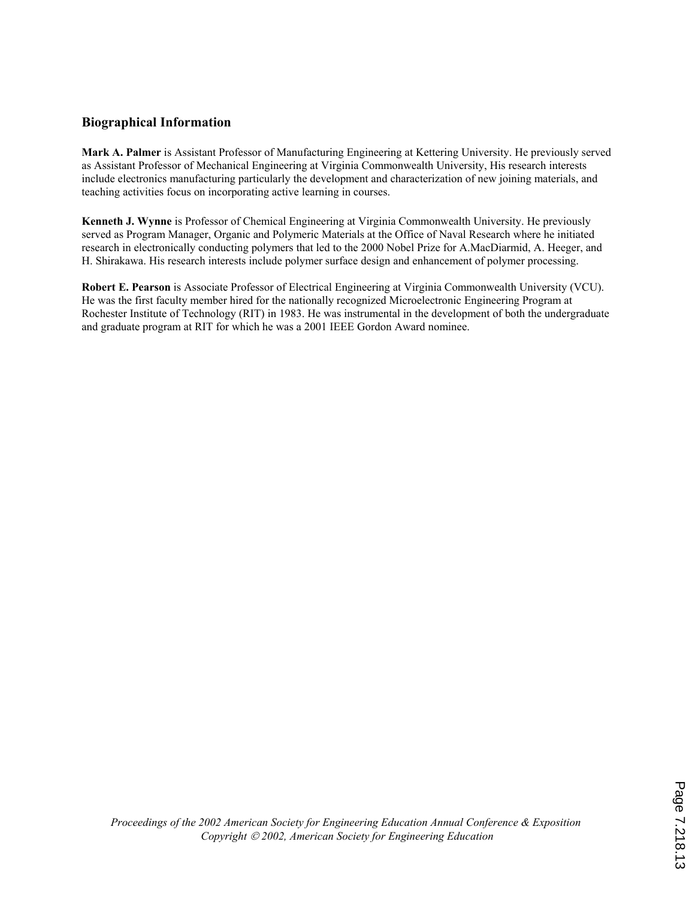## Biographical Information

**Mark A. Palmer** is Assistant Professor of Manufacturing Engineering at Kettering University. He previously served as Assistant Professor of Mechanical Engineering at Virginia Commonwealth University, His research interests include electronics manufacturing particularly the development and characterization of new joining materials, and teaching activities focus on incorporating active learning in courses.

**Kenneth J. Wynne** is Professor of Chemical Engineering at Virginia Commonwealth University. He previously served as Program Manager, Organic and Polymeric Materials at the Office of Naval Research where he initiated research in electronically conducting polymers that led to the 2000 Nobel Prize for A.MacDiarmid, A. Heeger, and H. Shirakawa. His research interests include polymer surface design and enhancement of polymer processing.

**Robert E. Pearson** is Associate Professor of Electrical Engineering at Virginia Commonwealth University (VCU). He was the first faculty member hired for the nationally recognized Microelectronic Engineering Program at Rochester Institute of Technology (RIT) in 1983. He was instrumental in the development of both the undergraduate and graduate program at RIT for which he was a 2001 IEEE Gordon Award nominee.